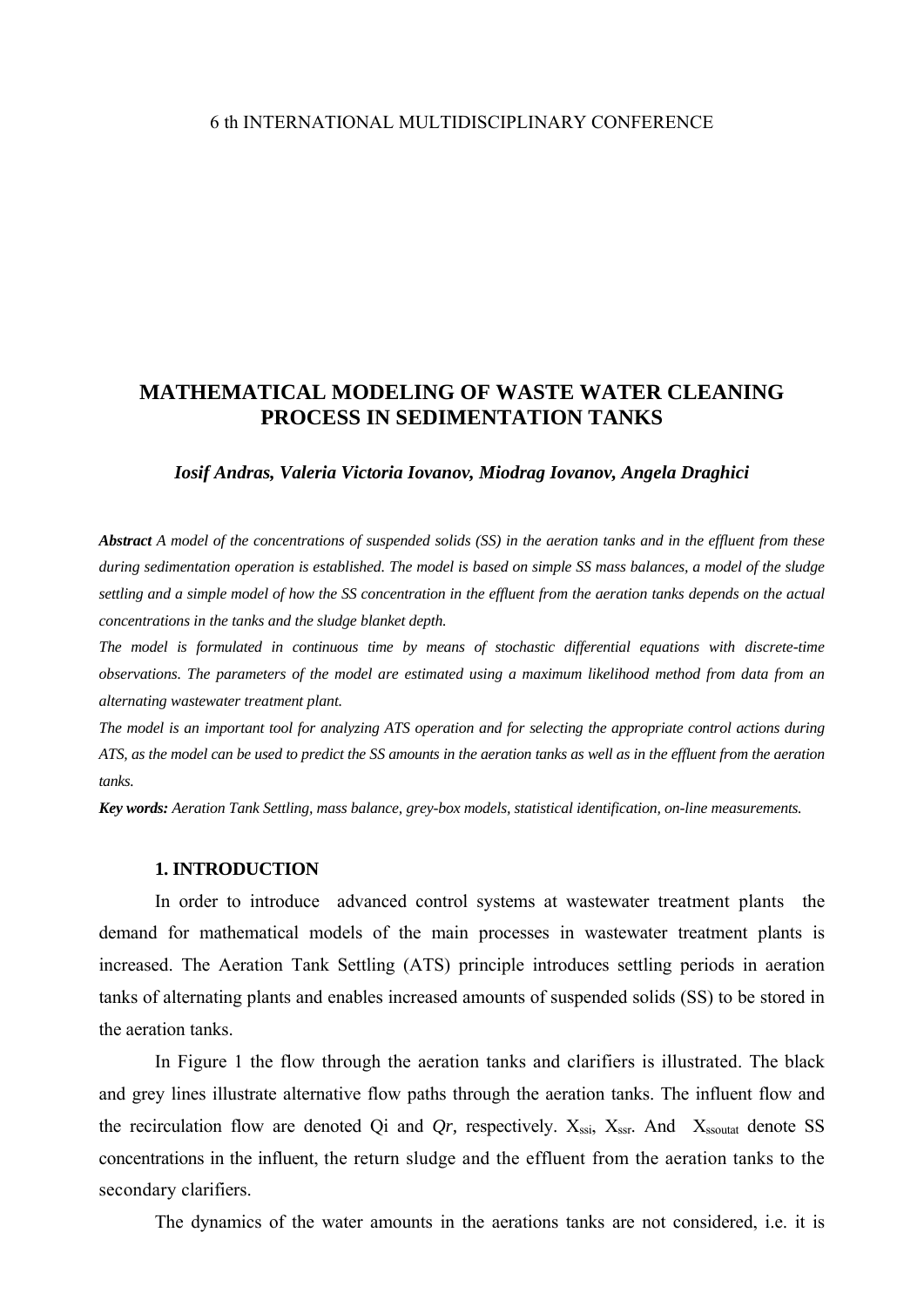6 th INTERNATIONAL MULTIDISCIPLINARY CONFERENCE

# MATHEMATICAL MODELING OF WASTE WATER CLEANING PROCESS IN SEDIMENTATION TANKS

***Iosif Andras, Valeria Victoria Iovanov, Miodrag Iovanov, Angela Draghici***

***Abstract*** *A model of the concentrations of suspended solids (SS) in the aeration tanks and in the effluent from these during sedimentation operation is established. The model is based on simple SS mass balances, a model of the sludge settling and a simple model of how the SS concentration in the effluent from the aeration tanks depends on the actual concentrations in the tanks and the sludge blanket depth.*

*The model is formulated in continuous time by means of stochastic differential equations with discrete-time observations. The parameters of the model are estimated using a maximum likelihood method from data from an alternating wastewater treatment plant.*

*The model is an important tool for analyzing ATS operation and for selecting the appropriate control actions during ATS, as the model can be used to predict the SS amounts in the aeration tanks as well as in the effluent from the aeration tanks.*

***Key words:*** *Aeration Tank Settling, mass balance, grey-box models, statistical identification, on-line measurements.*

## 1. INTRODUCTION

In order to introduce advanced control systems at wastewater treatment plants the demand for mathematical models of the main processes in wastewater treatment plants is increased. The Aeration Tank Settling (ATS) principle introduces settling periods in aeration tanks of alternating plants and enables increased amounts of suspended solids (SS) to be stored in the aeration tanks.

In Figure 1 the flow through the aeration tanks and clarifiers is illustrated. The black and grey lines illustrate alternative flow paths through the aeration tanks. The influent flow and the recirculation flow are denoted Qi and *Qr,* respectively. $X_{ssi}$, $X_{ssr}$. And $X_{ssoutat}$ denote SS concentrations in the influent, the return sludge and the effluent from the aeration tanks to the secondary clarifiers.

The dynamics of the water amounts in the aerations tanks are not considered, i.e. it is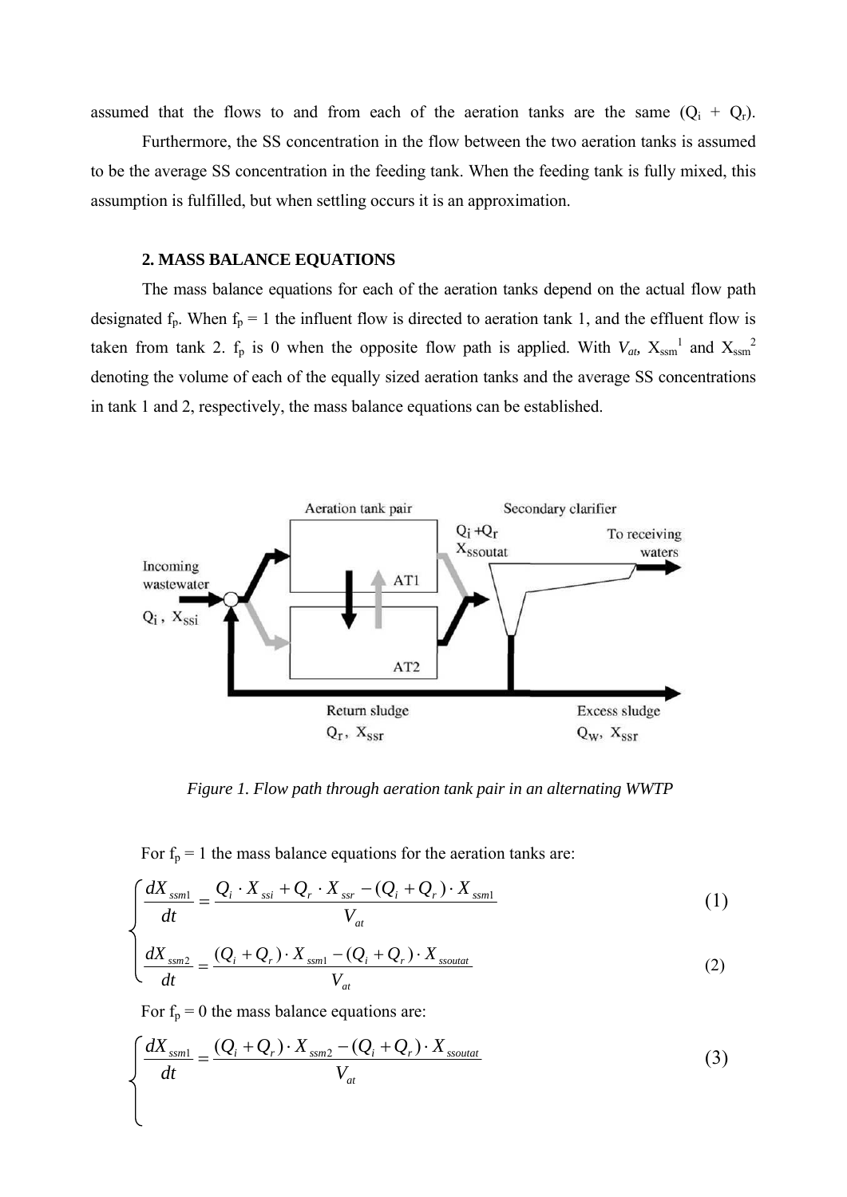assumed that the flows to and from each of the aeration tanks are the same ($Q_i + Q_r$).

Furthermore, the SS concentration in the flow between the two aeration tanks is assumed to be the average SS concentration in the feeding tank. When the feeding tank is fully mixed, this assumption is fulfilled, but when settling occurs it is an approximation.

## 2. MASS BALANCE EQUATIONS

The mass balance equations for each of the aeration tanks depend on the actual flow path designated $f_p$. When $f_p = 1$ the influent flow is directed to aeration tank 1, and the effluent flow is taken from tank 2. $f_p$ is 0 when the opposite flow path is applied. With $V_{at}$, $X_{ssm}^1$ and $X_{ssm}^2$ denoting the volume of each of the equally sized aeration tanks and the average SS concentrations in tank 1 and 2, respectively, the mass balance equations can be established.

*Figure 1. Flow path through aeration tank pair in an alternating WWTP*

For $f_p = 1$ the mass balance equations for the aeration tanks are:

$$\frac{dX_{ssm1}}{dt} = \frac{Q_i \cdot X_{ssi} + Q_r \cdot X_{ssr} - (Q_i + Q_r) \cdot X_{ssm1}}{V_{at}} \tag{1}$$

$$\frac{dX_{ssm2}}{dt} = \frac{(Q_i + Q_r) \cdot X_{ssm1} - (Q_i + Q_r) \cdot X_{ssoutat}}{V_{at}} \tag{2}$$

For $f_p = 0$ the mass balance equations are:

$$\frac{dX_{ssm1}}{dt} = \frac{(Q_i + Q_r) \cdot X_{ssm2} - (Q_i + Q_r) \cdot X_{ssoutat}}{V_{at}} \tag{3}$$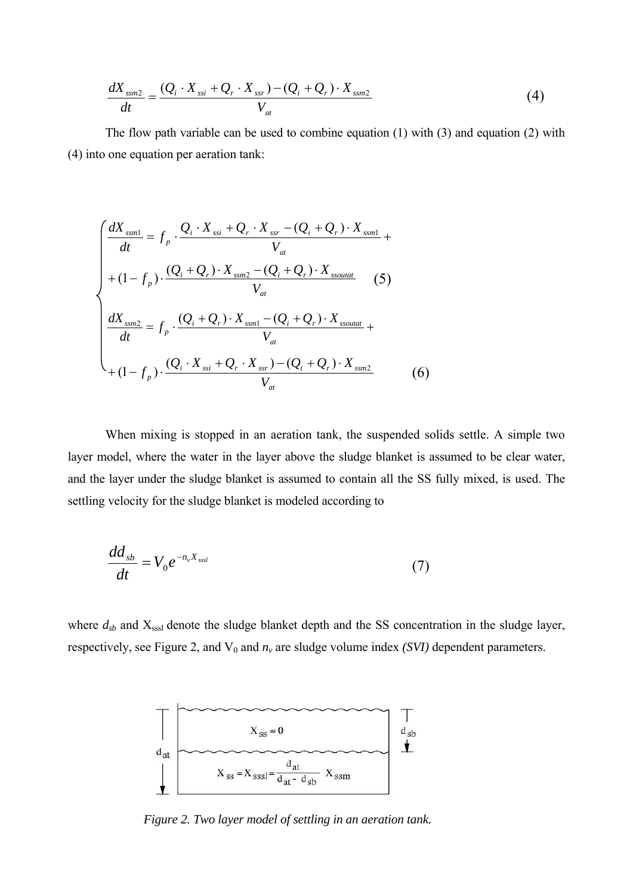$$\frac{dX_{ssm2}}{dt} = \frac{(Q_i \cdot X_{ssi} + Q_r \cdot X_{ssr}) - (Q_i + Q_r) \cdot X_{ssm2}}{V_{at}} \tag{4}$$

The flow path variable can be used to combine equation (1) with (3) and equation (2) with (4) into one equation per aeration tank:

$$\begin{cases} \dfrac{dX_{ssm1}}{dt} = f_p \cdot \dfrac{Q_i \cdot X_{ssi} + Q_r \cdot X_{ssr} - (Q_i + Q_r) \cdot X_{ssm1}}{V_{at}} + \\[2ex] + (1 - f_p) \cdot \dfrac{(Q_i + Q_r) \cdot X_{ssm2} - (Q_i + Q_r) \cdot X_{ssoutat}}{V_{at}} \qquad (5) \\[2ex] \dfrac{dX_{ssm2}}{dt} = f_p \cdot \dfrac{(Q_i + Q_r) \cdot X_{ssm1} - (Q_i + Q_r) \cdot X_{ssoutat}}{V_{at}} + \\[2ex] + (1 - f_p) \cdot \dfrac{(Q_i \cdot X_{ssi} + Q_r \cdot X_{ssr}) - (Q_i + Q_r) \cdot X_{ssm2}}{V_{at}} \qquad (6) \end{cases}$$

When mixing is stopped in an aeration tank, the suspended solids settle. A simple two layer model, where the water in the layer above the sludge blanket is assumed to be clear water, and the layer under the sludge blanket is assumed to contain all the SS fully mixed, is used. The settling velocity for the sludge blanket is modeled according to

$$\frac{dd_{sb}}{dt} = V_0 e^{-n_v X_{sssl}} \tag{7}$$

where $d_{sb}$ and $X_{sssl}$ denote the sludge blanket depth and the SS concentration in the sludge layer, respectively, see Figure 2, and $V_0$ and $n_v$ are sludge volume index *(SVI)* dependent parameters.

*Figure 2. Two layer model of settling in an aeration tank.*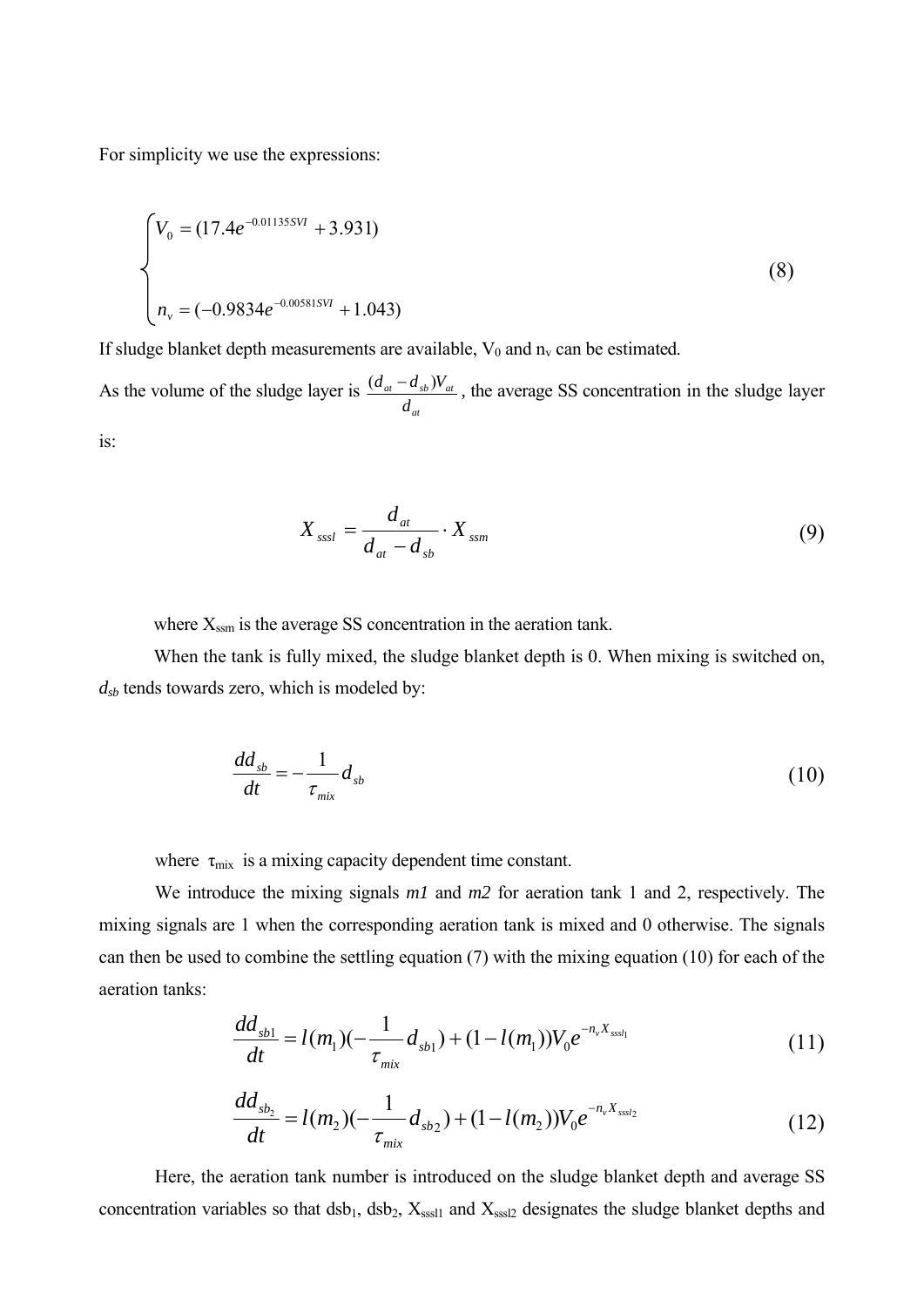For simplicity we use the expressions:

$$\begin{cases} V_0 = (17.4e^{-0.01135SVI} + 3.931) \\ \\ n_v = (-0.9834e^{-0.00581SVI} + 1.043) \end{cases} \tag{8}$$

If sludge blanket depth measurements are available, $V_0$ and $n_v$ can be estimated.

As the volume of the sludge layer is $\frac{(d_{at} - d_{sb})V_{at}}{d_{at}}$, the average SS concentration in the sludge layer is:

$$X_{sssl} = \frac{d_{at}}{d_{at} - d_{sb}} \cdot X_{ssm} \tag{9}$$

where $X_{ssm}$ is the average SS concentration in the aeration tank.

When the tank is fully mixed, the sludge blanket depth is 0. When mixing is switched on, $d_{sb}$ tends towards zero, which is modeled by:

$$\frac{dd_{sb}}{dt} = -\frac{1}{\tau_{mix}} d_{sb} \tag{10}$$

where $\tau_{mix}$ is a mixing capacity dependent time constant.

We introduce the mixing signals *m1* and *m2* for aeration tank 1 and 2, respectively. The mixing signals are 1 when the corresponding aeration tank is mixed and 0 otherwise. The signals can then be used to combine the settling equation (7) with the mixing equation (10) for each of the aeration tanks:

$$\frac{dd_{sb1}}{dt} = l(m_1)(-\frac{1}{\tau_{mix}} d_{sb1}) + (1 - l(m_1))V_0 e^{-n_v X_{sssl_1}} \tag{11}$$

$$\frac{dd_{sb_2}}{dt} = l(m_2)(-\frac{1}{\tau_{mix}} d_{sb2}) + (1 - l(m_2))V_0 e^{-n_v X_{sssl2}} \tag{12}$$

Here, the aeration tank number is introduced on the sludge blanket depth and average SS concentration variables so that $dsb_1$, $dsb_2$, $X_{sssl1}$ and $X_{sssl2}$ designates the sludge blanket depths and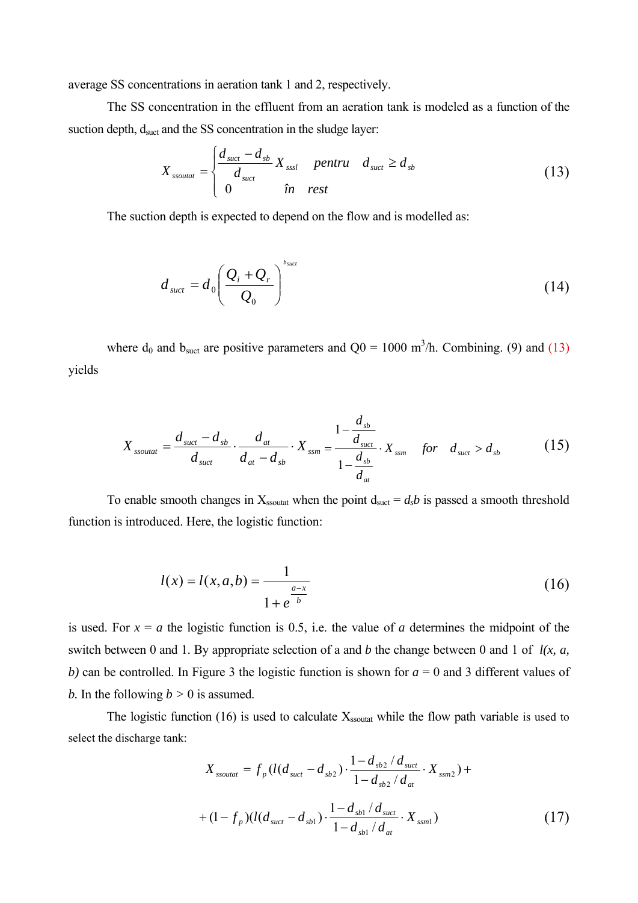average SS concentrations in aeration tank 1 and 2, respectively.

The SS concentration in the effluent from an aeration tank is modeled as a function of the suction depth, $d_{suct}$ and the SS concentration in the sludge layer:

$$X_{ssoutat} = \begin{cases} \dfrac{d_{suct} - d_{sb}}{d_{suct}} X_{sssl} & pentru \quad d_{suct} \geq d_{sb} \\ 0 & \hat{i}n \quad rest \end{cases} \tag{13}$$

The suction depth is expected to depend on the flow and is modelled as:

$$d_{suct} = d_0 \left( \frac{Q_i + Q_r}{Q_0} \right)^{b_{suct}} \tag{14}$$

where $d_0$ and $b_{suct}$ are positive parameters and Q0 = 1000 $m^3$/h. Combining. (9) and (13) yields

$$X_{ssoutat} = \frac{d_{suct} - d_{sb}}{d_{suct}} \cdot \frac{d_{at}}{d_{at} - d_{sb}} \cdot X_{ssm} = \frac{1 - \dfrac{d_{sb}}{d_{suct}}}{1 - \dfrac{d_{sb}}{d_{at}}} \cdot X_{ssm} \quad for \quad d_{suct} > d_{sb} \tag{15}$$

To enable smooth changes in $X_{ssoutat}$ when the point $d_{suct} = d_s b$ is passed a smooth threshold function is introduced. Here, the logistic function:

$$l(x) = l(x, a, b) = \frac{1}{1 + e^{\frac{a - x}{b}}} \tag{16}$$

is used. For $x = a$ the logistic function is 0.5, i.e. the value of $a$ determines the midpoint of the switch between 0 and 1. By appropriate selection of a and $b$ the change between 0 and 1 of *l(x, a, b)* can be controlled. In Figure 3 the logistic function is shown for $a = 0$ and 3 different values of $b$. In the following $b > 0$ is assumed.

The logistic function (16) is used to calculate $X_{ssoutat}$ while the flow path variable is used to select the discharge tank:

$$X_{ssoutat} = f_p (l(d_{suct} - d_{sb2}) \cdot \frac{1 - d_{sb2} / d_{suct}}{1 - d_{sb2} / d_{at}} \cdot X_{ssm2}) +$$

$$+ (1 - f_p)(l(d_{suct} - d_{sb1}) \cdot \frac{1 - d_{sb1} / d_{suct}}{1 - d_{sb1} / d_{at}} \cdot X_{ssm1}) \tag{17}$$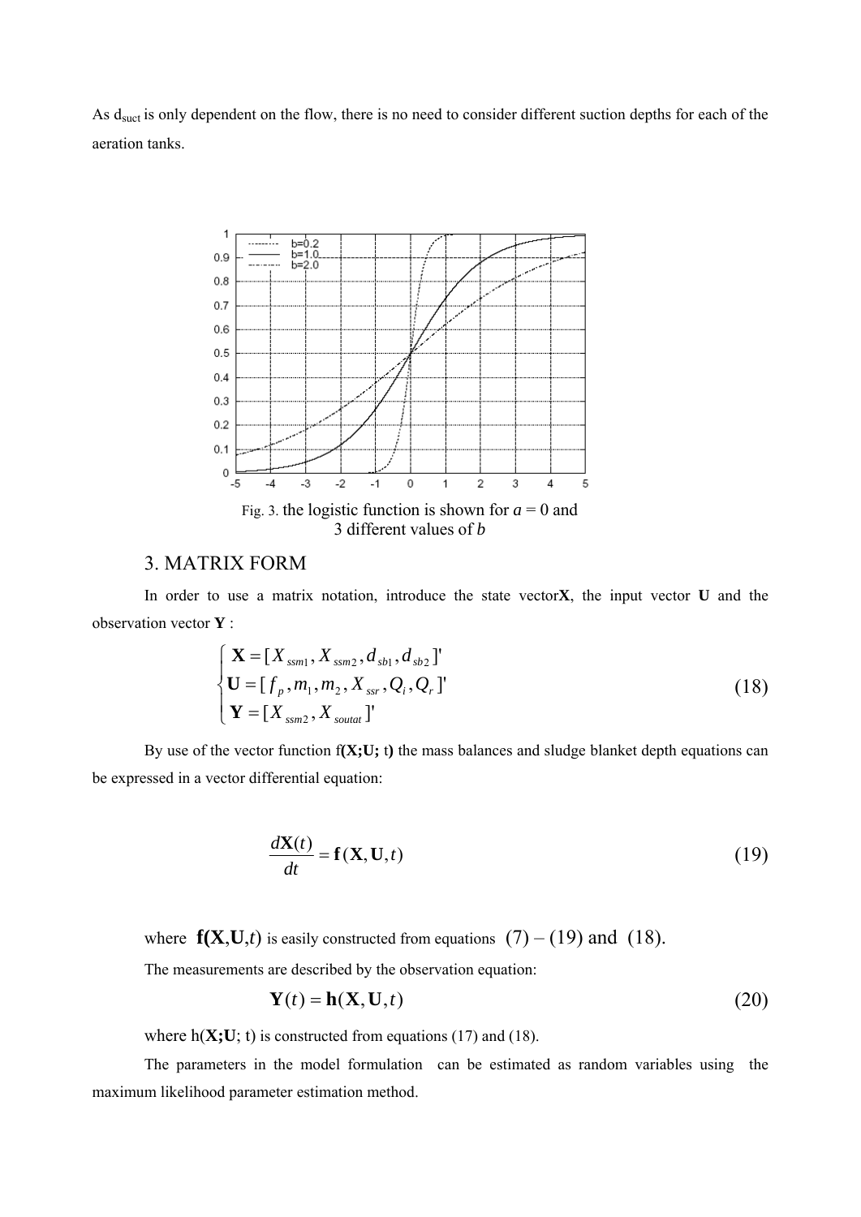As $d_{suct}$ is only dependent on the flow, there is no need to consider different suction depths for each of the aeration tanks.

b=0.2
b=1.0
b=2.0

1
0.9
0.8
0.7
0.6
0.5
0.4
0.3
0.2
0.1
0

-5 -4 -3 -2 -1 0 1 2 3 4 5

Fig. 3. the logistic function is shown for $a = 0$ and 3 different values of $b$

## 3. MATRIX FORM

In order to use a matrix notation, introduce the state vector $\mathbf{X}$, the input vector $\mathbf{U}$ and the observation vector $\mathbf{Y}$ :

$$\begin{cases} \mathbf{X} = [X_{ssm1}, X_{ssm2}, d_{sb1}, d_{sb2}]' \\ \mathbf{U} = [f_p, m_1, m_2, X_{ssr}, Q_i, Q_r]' \\ \mathbf{Y} = [X_{ssm2}, X_{soutat}]' \end{cases} \tag{18}$$

By use of the vector function f($\mathbf{X};\mathbf{U};$ t) the mass balances and sludge blanket depth equations can be expressed in a vector differential equation:

$$\frac{d\mathbf{X}(t)}{dt} = \mathbf{f}(\mathbf{X}, \mathbf{U}, t) \tag{19}$$

where $\mathbf{f}(\mathbf{X},\mathbf{U},t)$ is easily constructed from equations (7) – (19) and (18).

The measurements are described by the observation equation:

$$\mathbf{Y}(t) = \mathbf{h}(\mathbf{X}, \mathbf{U}, t) \tag{20}$$

where h($\mathbf{X};\mathbf{U}$; t) is constructed from equations (17) and (18).

The parameters in the model formulation can be estimated as random variables using the maximum likelihood parameter estimation method.